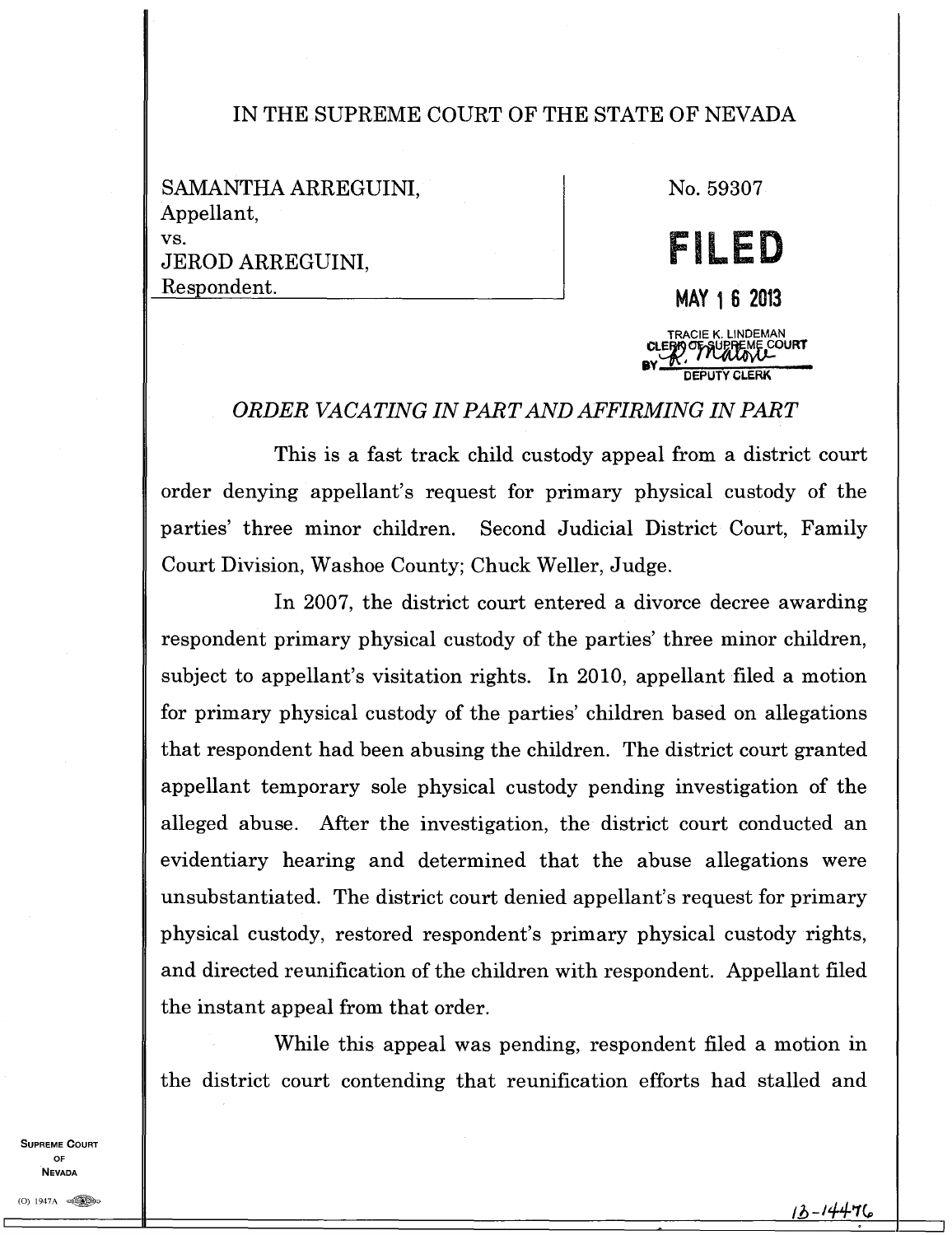IN THE SUPREME COURT OF THE STATE OF NEVADA

SAMANTHA ARREGUINI,
Appellant,
vs.
JEROD ARREGUINI,
Respondent.

No. 59307

**FILED**

MAY 16 2013

TRACIE K. LINDEMAN
CLERK OF SUPREME COURT
BY DEPUTY CLERK

*ORDER VACATING IN PART AND AFFIRMING IN PART*

This is a fast track child custody appeal from a district court order denying appellant's request for primary physical custody of the parties' three minor children. Second Judicial District Court, Family Court Division, Washoe County; Chuck Weller, Judge.

In 2007, the district court entered a divorce decree awarding respondent primary physical custody of the parties' three minor children, subject to appellant's visitation rights. In 2010, appellant filed a motion for primary physical custody of the parties' children based on allegations that respondent had been abusing the children. The district court granted appellant temporary sole physical custody pending investigation of the alleged abuse. After the investigation, the district court conducted an evidentiary hearing and determined that the abuse allegations were unsubstantiated. The district court denied appellant's request for primary physical custody, restored respondent's primary physical custody rights, and directed reunification of the children with respondent. Appellant filed the instant appeal from that order.

While this appeal was pending, respondent filed a motion in the district court contending that reunification efforts had stalled and

13-14476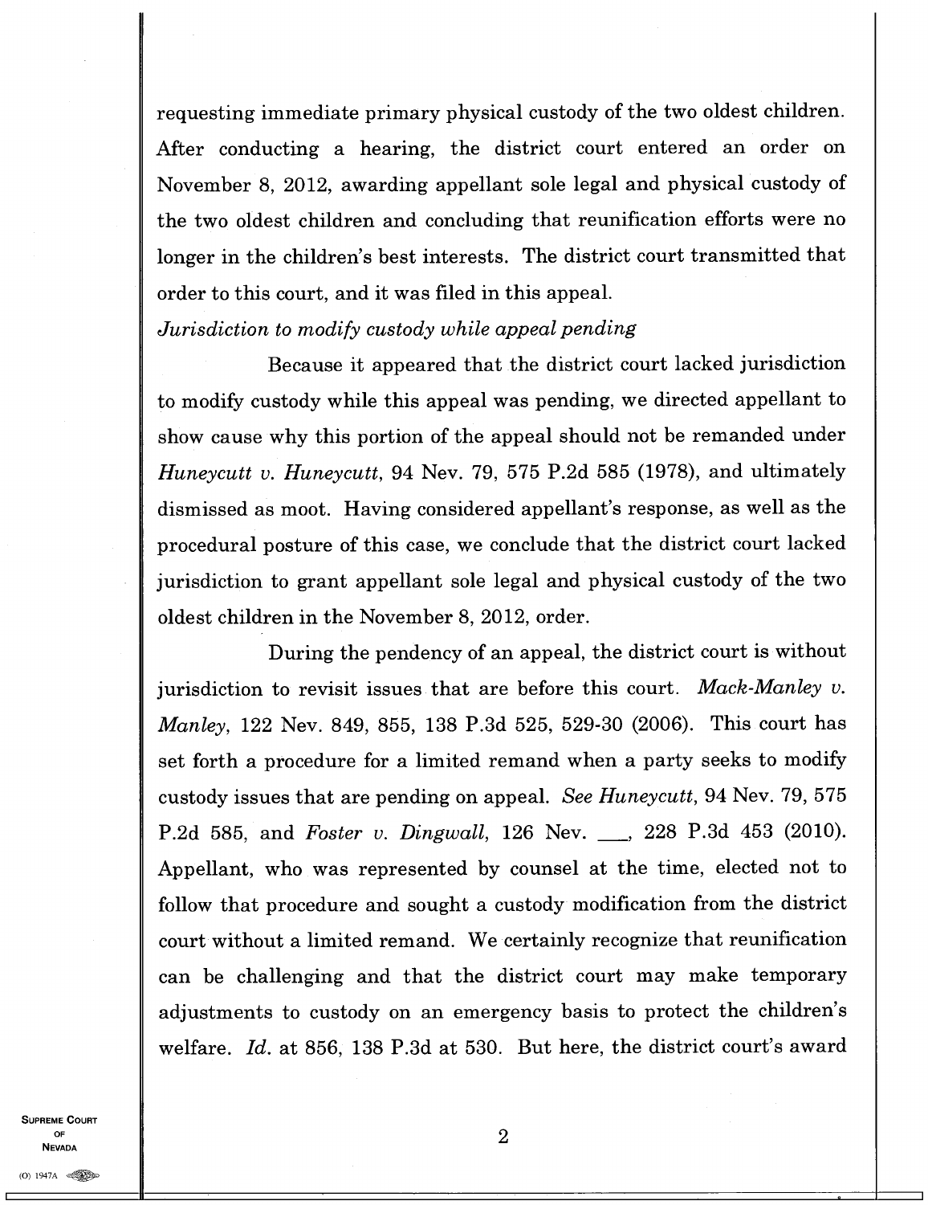requesting immediate primary physical custody of the two oldest children. After conducting a hearing, the district court entered an order on November 8, 2012, awarding appellant sole legal and physical custody of the two oldest children and concluding that reunification efforts were no longer in the children's best interests. The district court transmitted that order to this court, and it was filed in this appeal.

*Jurisdiction to modify custody while appeal pending*

Because it appeared that the district court lacked jurisdiction to modify custody while this appeal was pending, we directed appellant to show cause why this portion of the appeal should not be remanded under *Huneycutt v. Huneycutt*, 94 Nev. 79, 575 P.2d 585 (1978), and ultimately dismissed as moot. Having considered appellant's response, as well as the procedural posture of this case, we conclude that the district court lacked jurisdiction to grant appellant sole legal and physical custody of the two oldest children in the November 8, 2012, order.

During the pendency of an appeal, the district court is without jurisdiction to revisit issues that are before this court. *Mack-Manley v. Manley*, 122 Nev. 849, 855, 138 P.3d 525, 529-30 (2006). This court has set forth a procedure for a limited remand when a party seeks to modify custody issues that are pending on appeal. *See Huneycutt*, 94 Nev. 79, 575 P.2d 585, and *Foster v. Dingwall*, 126 Nev. ___, 228 P.3d 453 (2010). Appellant, who was represented by counsel at the time, elected not to follow that procedure and sought a custody modification from the district court without a limited remand. We certainly recognize that reunification can be challenging and that the district court may make temporary adjustments to custody on an emergency basis to protect the children's welfare. *Id.* at 856, 138 P.3d at 530. But here, the district court's award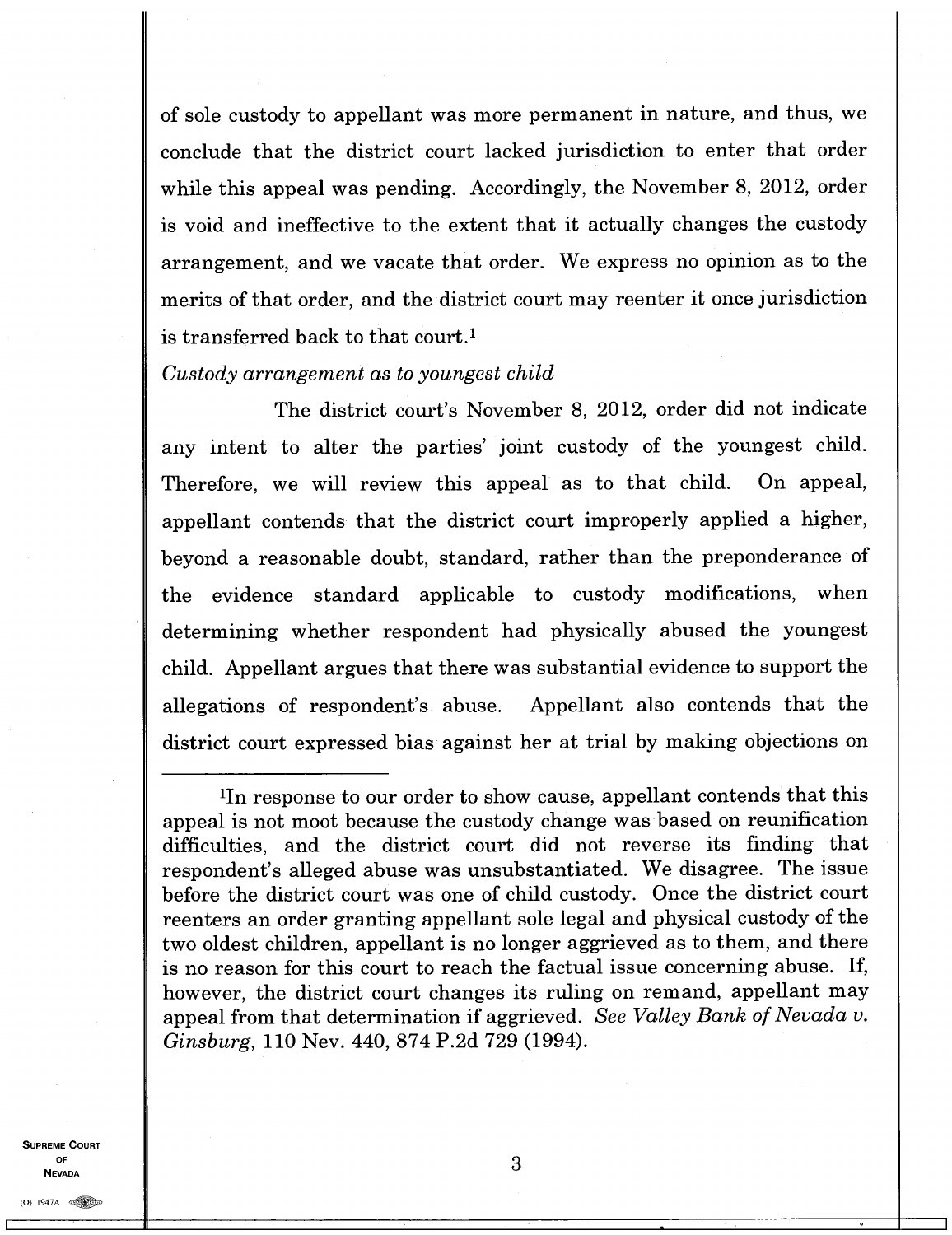of sole custody to appellant was more permanent in nature, and thus, we conclude that the district court lacked jurisdiction to enter that order while this appeal was pending. Accordingly, the November 8, 2012, order is void and ineffective to the extent that it actually changes the custody arrangement, and we vacate that order. We express no opinion as to the merits of that order, and the district court may reenter it once jurisdiction is transferred back to that court.[1]

*Custody arrangement as to youngest child*

The district court's November 8, 2012, order did not indicate any intent to alter the parties' joint custody of the youngest child. Therefore, we will review this appeal as to that child. On appeal, appellant contends that the district court improperly applied a higher, beyond a reasonable doubt, standard, rather than the preponderance of the evidence standard applicable to custody modifications, when determining whether respondent had physically abused the youngest child. Appellant argues that there was substantial evidence to support the allegations of respondent's abuse. Appellant also contends that the district court expressed bias against her at trial by making objections on

---

[1]In response to our order to show cause, appellant contends that this appeal is not moot because the custody change was based on reunification difficulties, and the district court did not reverse its finding that respondent's alleged abuse was unsubstantiated. We disagree. The issue before the district court was one of child custody. Once the district court reenters an order granting appellant sole legal and physical custody of the two oldest children, appellant is no longer aggrieved as to them, and there is no reason for this court to reach the factual issue concerning abuse. If, however, the district court changes its ruling on remand, appellant may appeal from that determination if aggrieved. *See Valley Bank of Nevada v. Ginsburg*, 110 Nev. 440, 874 P.2d 729 (1994).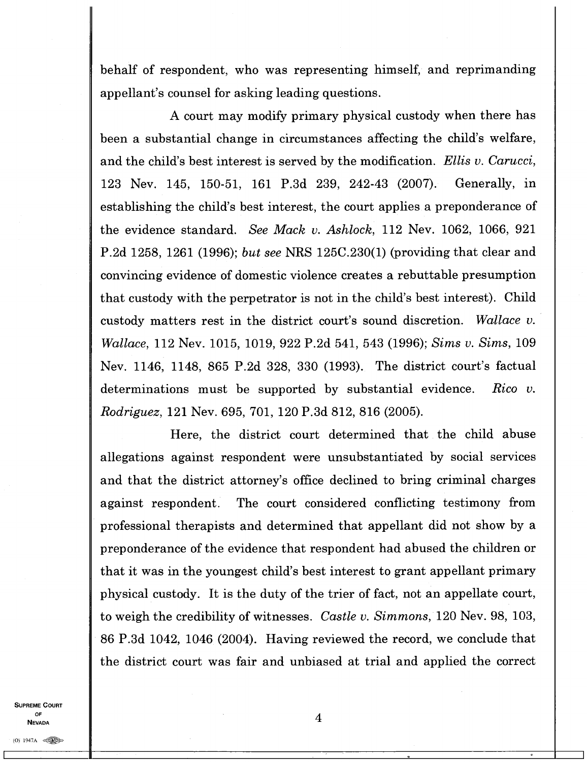behalf of respondent, who was representing himself, and reprimanding appellant's counsel for asking leading questions.

A court may modify primary physical custody when there has been a substantial change in circumstances affecting the child's welfare, and the child's best interest is served by the modification. *Ellis v. Carucci*, 123 Nev. 145, 150-51, 161 P.3d 239, 242-43 (2007). Generally, in establishing the child's best interest, the court applies a preponderance of the evidence standard. *See Mack v. Ashlock*, 112 Nev. 1062, 1066, 921 P.2d 1258, 1261 (1996); *but see* NRS 125C.230(1) (providing that clear and convincing evidence of domestic violence creates a rebuttable presumption that custody with the perpetrator is not in the child's best interest). Child custody matters rest in the district court's sound discretion. *Wallace v. Wallace*, 112 Nev. 1015, 1019, 922 P.2d 541, 543 (1996); *Sims v. Sims*, 109 Nev. 1146, 1148, 865 P.2d 328, 330 (1993). The district court's factual determinations must be supported by substantial evidence. *Rico v. Rodriguez*, 121 Nev. 695, 701, 120 P.3d 812, 816 (2005).

Here, the district court determined that the child abuse allegations against respondent were unsubstantiated by social services and that the district attorney's office declined to bring criminal charges against respondent. The court considered conflicting testimony from professional therapists and determined that appellant did not show by a preponderance of the evidence that respondent had abused the children or that it was in the youngest child's best interest to grant appellant primary physical custody. It is the duty of the trier of fact, not an appellate court, to weigh the credibility of witnesses. *Castle v. Simmons*, 120 Nev. 98, 103, 86 P.3d 1042, 1046 (2004). Having reviewed the record, we conclude that the district court was fair and unbiased at trial and applied the correct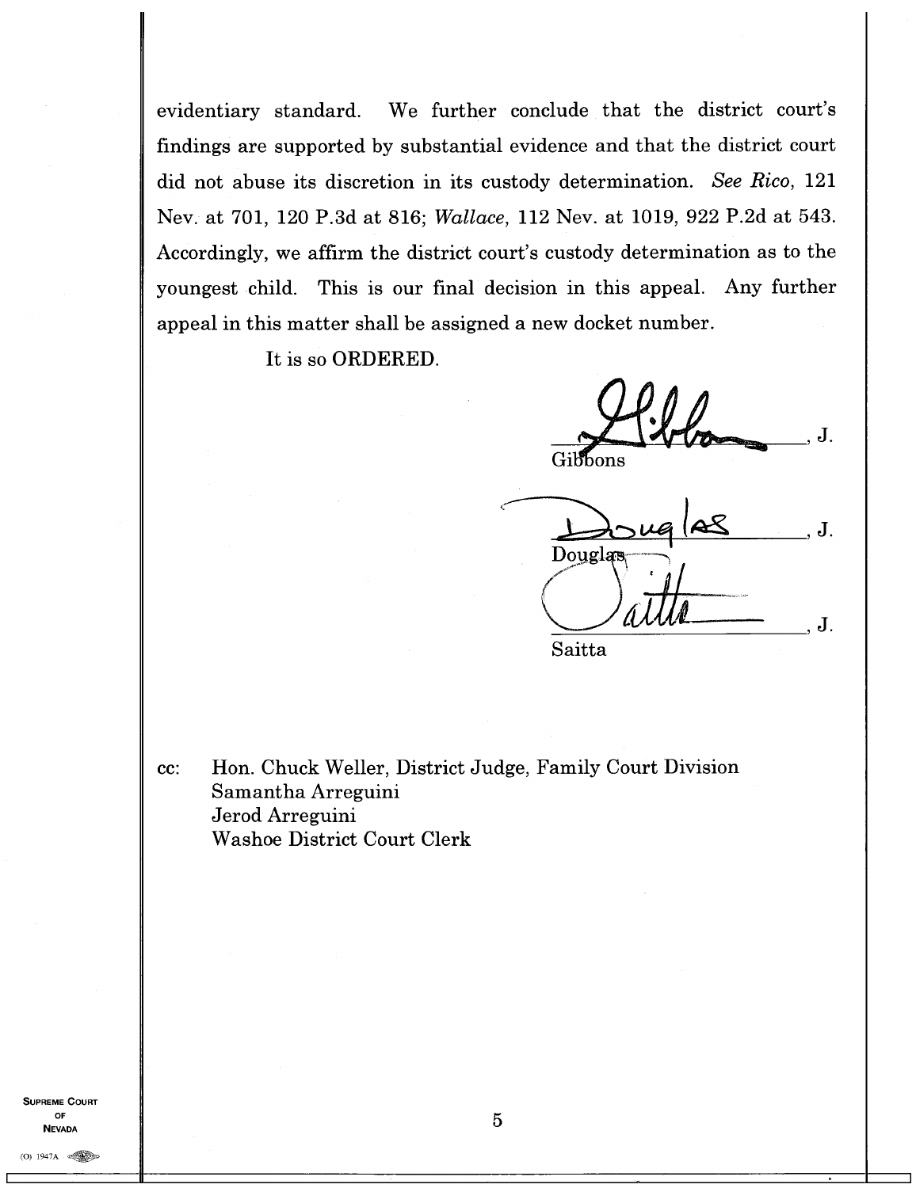evidentiary standard. We further conclude that the district court's findings are supported by substantial evidence and that the district court did not abuse its discretion in its custody determination. *See Rico*, 121 Nev. at 701, 120 P.3d at 816; *Wallace*, 112 Nev. at 1019, 922 P.2d at 543. Accordingly, we affirm the district court's custody determination as to the youngest child. This is our final decision in this appeal. Any further appeal in this matter shall be assigned a new docket number.

It is so ORDERED.

_______________, J.
Gibbons

_______________, J.
Douglas

_______________, J.
Saitta

cc: Hon. Chuck Weller, District Judge, Family Court Division
Samantha Arreguini
Jerod Arreguini
Washoe District Court Clerk